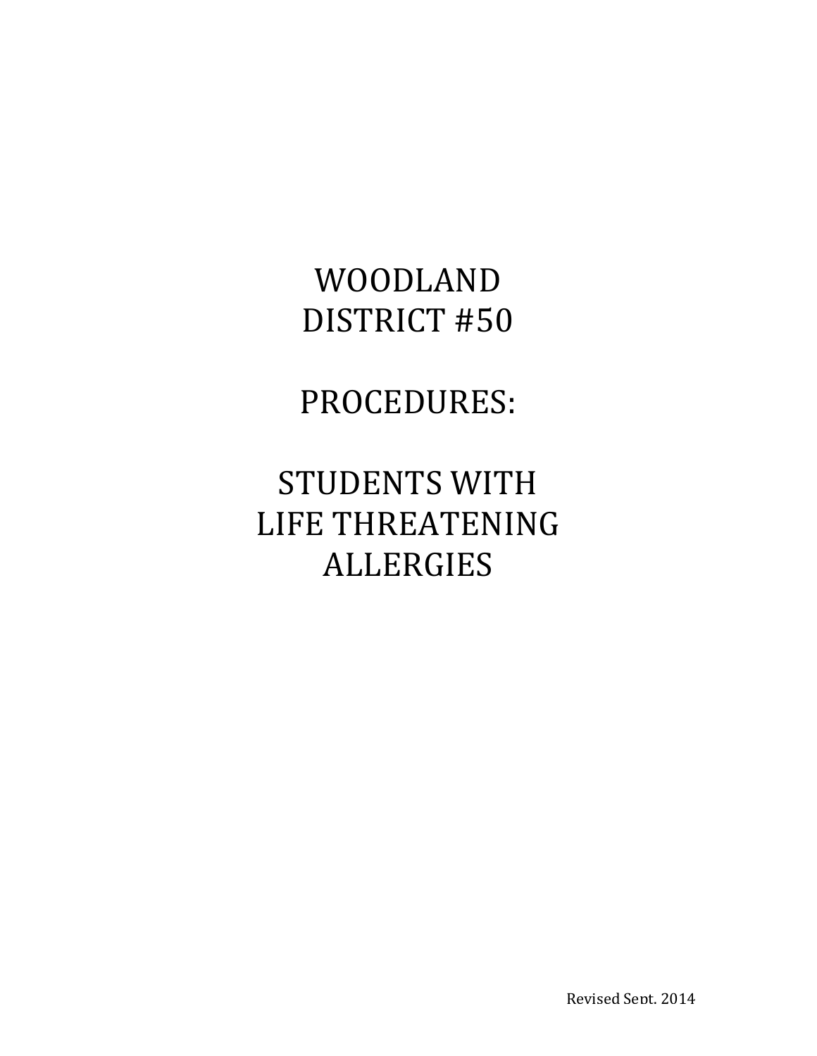# WOODLAND DISTRICT #50

# PROCEDURES:

# STUDENTS WITH LIFE THREATENING ALLERGIES

Revised Sept. 2014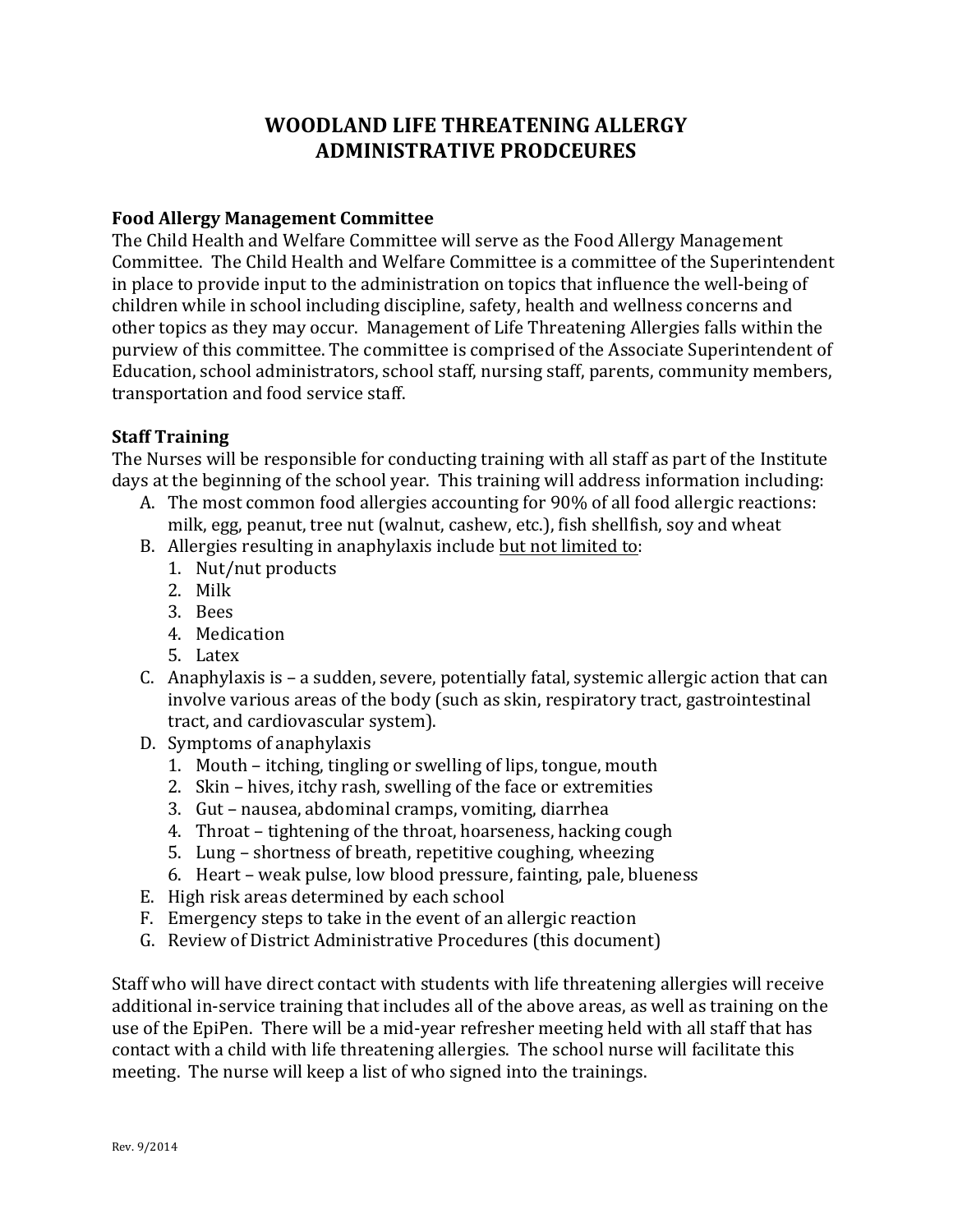# WOODLAND LIFE THREATENING ALLERGY ADMINISTRATIVE PRODCEURES

### Food Allergy Management Committee

The Child Health and Welfare Committee will serve as the Food Allergy Management Committee. The Child Health and Welfare Committee is a committee of the Superintendent in place to provide input to the administration on topics that influence the well-being of children while in school including discipline, safety, health and wellness concerns and other topics as they may occur. Management of Life Threatening Allergies falls within the purview of this committee. The committee is comprised of the Associate Superintendent of Education, school administrators, school staff, nursing staff, parents, community members, transportation and food service staff.

### Staff Training

The Nurses will be responsible for conducting training with all staff as part of the Institute days at the beginning of the school year. This training will address information including:

A. The most common food allergies accounting for 90% of all food allergic reactions: milk, egg, peanut, tree nut (walnut, cashew, etc.), fish shellfish, soy and wheat
B. Allergies resulting in anaphylaxis include <u>but not limited to</u>:
   1. Nut/nut products
   2. Milk
   3. Bees
   4. Medication
   5. Latex
C. Anaphylaxis is – a sudden, severe, potentially fatal, systemic allergic action that can involve various areas of the body (such as skin, respiratory tract, gastrointestinal tract, and cardiovascular system).
D. Symptoms of anaphylaxis
   1. Mouth – itching, tingling or swelling of lips, tongue, mouth
   2. Skin – hives, itchy rash, swelling of the face or extremities
   3. Gut – nausea, abdominal cramps, vomiting, diarrhea
   4. Throat – tightening of the throat, hoarseness, hacking cough
   5. Lung – shortness of breath, repetitive coughing, wheezing
   6. Heart – weak pulse, low blood pressure, fainting, pale, blueness
E. High risk areas determined by each school
F. Emergency steps to take in the event of an allergic reaction
G. Review of District Administrative Procedures (this document)

Staff who will have direct contact with students with life threatening allergies will receive additional in-service training that includes all of the above areas, as well as training on the use of the EpiPen. There will be a mid-year refresher meeting held with all staff that has contact with a child with life threatening allergies. The school nurse will facilitate this meeting. The nurse will keep a list of who signed into the trainings.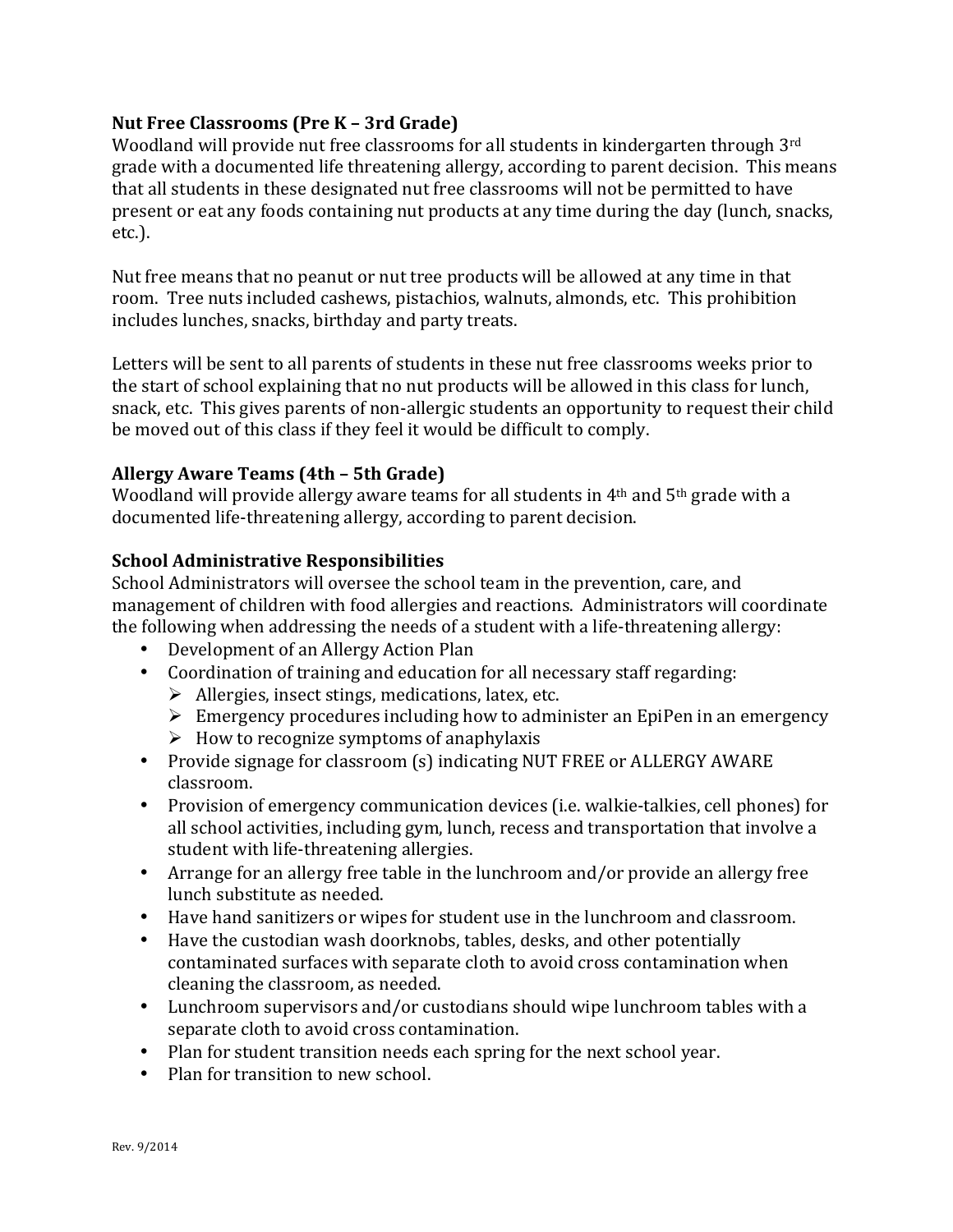### Nut Free Classrooms (Pre K – 3rd Grade)

Woodland will provide nut free classrooms for all students in kindergarten through 3rd grade with a documented life threatening allergy, according to parent decision. This means that all students in these designated nut free classrooms will not be permitted to have present or eat any foods containing nut products at any time during the day (lunch, snacks, etc.).

Nut free means that no peanut or nut tree products will be allowed at any time in that room. Tree nuts included cashews, pistachios, walnuts, almonds, etc. This prohibition includes lunches, snacks, birthday and party treats.

Letters will be sent to all parents of students in these nut free classrooms weeks prior to the start of school explaining that no nut products will be allowed in this class for lunch, snack, etc. This gives parents of non-allergic students an opportunity to request their child be moved out of this class if they feel it would be difficult to comply.

### Allergy Aware Teams (4th – 5th Grade)

Woodland will provide allergy aware teams for all students in 4th and 5th grade with a documented life-threatening allergy, according to parent decision.

### School Administrative Responsibilities

School Administrators will oversee the school team in the prevention, care, and management of children with food allergies and reactions. Administrators will coordinate the following when addressing the needs of a student with a life-threatening allergy:

- Development of an Allergy Action Plan
- Coordination of training and education for all necessary staff regarding:
  - Allergies, insect stings, medications, latex, etc.
  - Emergency procedures including how to administer an EpiPen in an emergency
  - How to recognize symptoms of anaphylaxis
- Provide signage for classroom (s) indicating NUT FREE or ALLERGY AWARE classroom.
- Provision of emergency communication devices (i.e. walkie-talkies, cell phones) for all school activities, including gym, lunch, recess and transportation that involve a student with life-threatening allergies.
- Arrange for an allergy free table in the lunchroom and/or provide an allergy free lunch substitute as needed.
- Have hand sanitizers or wipes for student use in the lunchroom and classroom.
- Have the custodian wash doorknobs, tables, desks, and other potentially contaminated surfaces with separate cloth to avoid cross contamination when cleaning the classroom, as needed.
- Lunchroom supervisors and/or custodians should wipe lunchroom tables with a separate cloth to avoid cross contamination.
- Plan for student transition needs each spring for the next school year.
- Plan for transition to new school.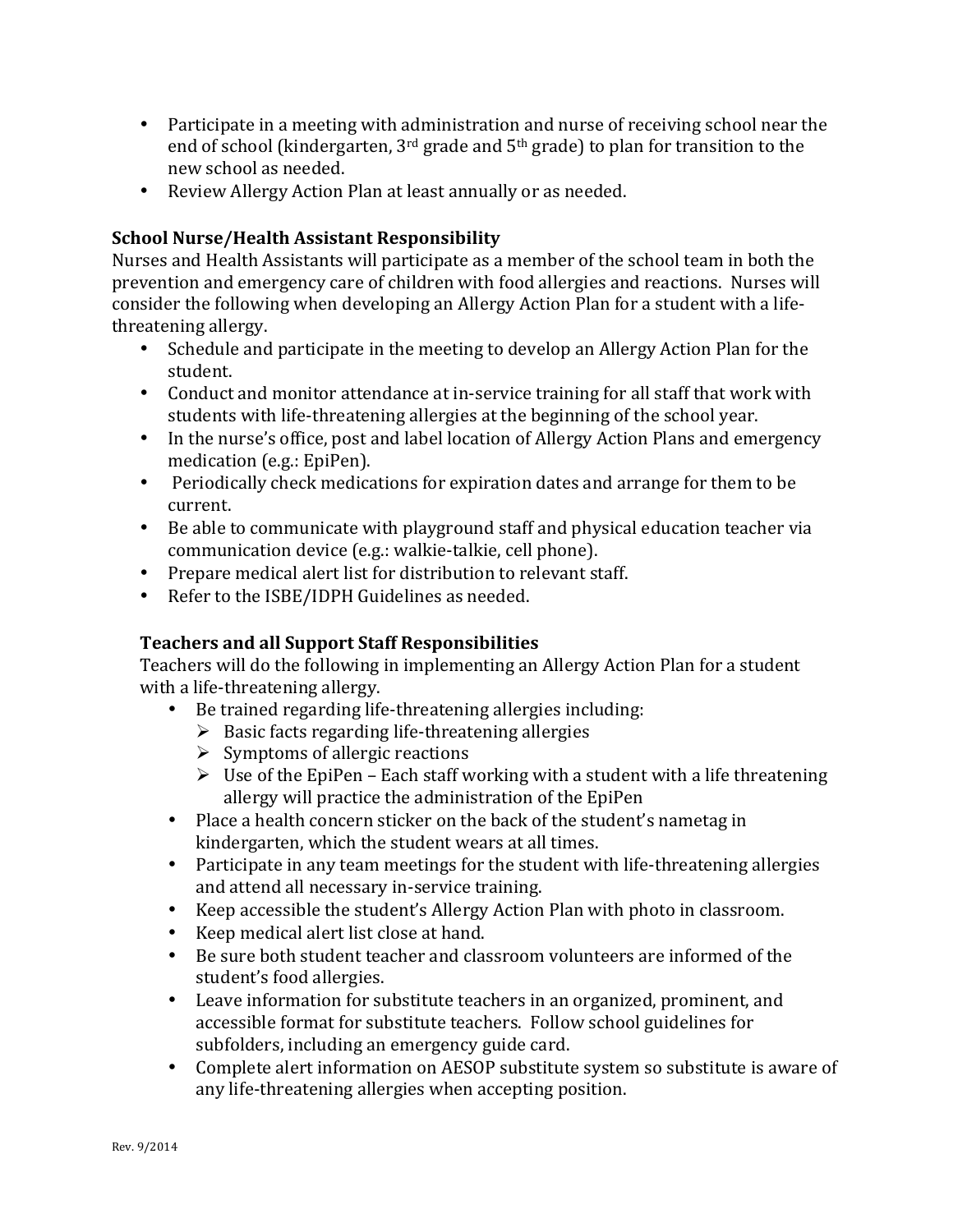- Participate in a meeting with administration and nurse of receiving school near the end of school (kindergarten, 3rd grade and 5th grade) to plan for transition to the new school as needed.
- Review Allergy Action Plan at least annually or as needed.

**School Nurse/Health Assistant Responsibility**

Nurses and Health Assistants will participate as a member of the school team in both the prevention and emergency care of children with food allergies and reactions. Nurses will consider the following when developing an Allergy Action Plan for a student with a life-threatening allergy.

- Schedule and participate in the meeting to develop an Allergy Action Plan for the student.
- Conduct and monitor attendance at in-service training for all staff that work with students with life-threatening allergies at the beginning of the school year.
- In the nurse's office, post and label location of Allergy Action Plans and emergency medication (e.g.: EpiPen).
- Periodically check medications for expiration dates and arrange for them to be current.
- Be able to communicate with playground staff and physical education teacher via communication device (e.g.: walkie-talkie, cell phone).
- Prepare medical alert list for distribution to relevant staff.
- Refer to the ISBE/IDPH Guidelines as needed.

**Teachers and all Support Staff Responsibilities**

Teachers will do the following in implementing an Allergy Action Plan for a student with a life-threatening allergy.

- Be trained regarding life-threatening allergies including:
  - Basic facts regarding life-threatening allergies
  - Symptoms of allergic reactions
  - Use of the EpiPen – Each staff working with a student with a life threatening allergy will practice the administration of the EpiPen
- Place a health concern sticker on the back of the student's nametag in kindergarten, which the student wears at all times.
- Participate in any team meetings for the student with life-threatening allergies and attend all necessary in-service training.
- Keep accessible the student's Allergy Action Plan with photo in classroom.
- Keep medical alert list close at hand.
- Be sure both student teacher and classroom volunteers are informed of the student's food allergies.
- Leave information for substitute teachers in an organized, prominent, and accessible format for substitute teachers. Follow school guidelines for subfolders, including an emergency guide card.
- Complete alert information on AESOP substitute system so substitute is aware of any life-threatening allergies when accepting position.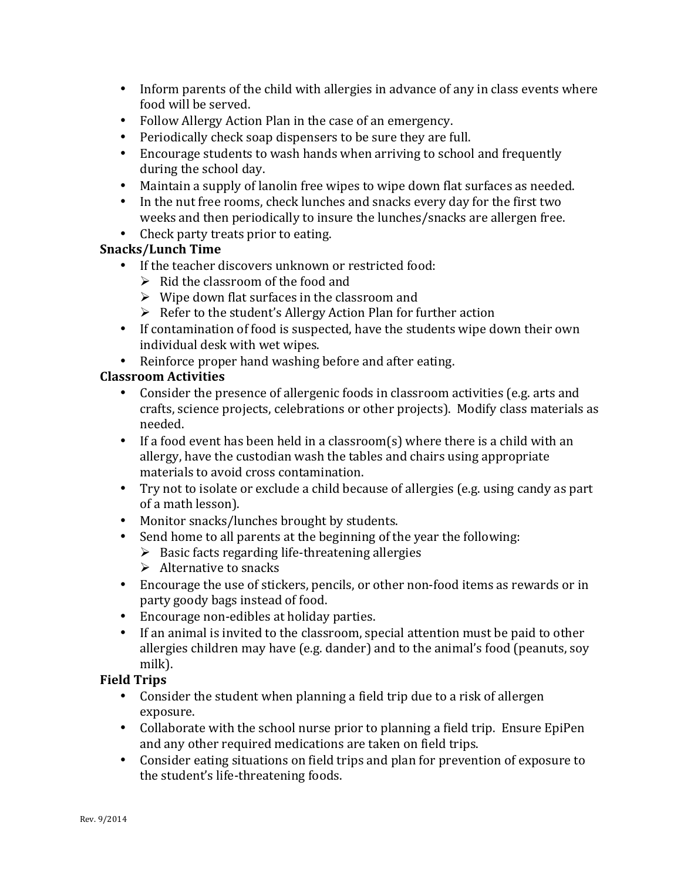- Inform parents of the child with allergies in advance of any in class events where food will be served.
- Follow Allergy Action Plan in the case of an emergency.
- Periodically check soap dispensers to be sure they are full.
- Encourage students to wash hands when arriving to school and frequently during the school day.
- Maintain a supply of lanolin free wipes to wipe down flat surfaces as needed.
- In the nut free rooms, check lunches and snacks every day for the first two weeks and then periodically to insure the lunches/snacks are allergen free.
- Check party treats prior to eating.

**Snacks/Lunch Time**

- If the teacher discovers unknown or restricted food:
  - Rid the classroom of the food and
  - Wipe down flat surfaces in the classroom and
  - Refer to the student's Allergy Action Plan for further action
- If contamination of food is suspected, have the students wipe down their own individual desk with wet wipes.
- Reinforce proper hand washing before and after eating.

**Classroom Activities**

- Consider the presence of allergenic foods in classroom activities (e.g. arts and crafts, science projects, celebrations or other projects). Modify class materials as needed.
- If a food event has been held in a classroom(s) where there is a child with an allergy, have the custodian wash the tables and chairs using appropriate materials to avoid cross contamination.
- Try not to isolate or exclude a child because of allergies (e.g. using candy as part of a math lesson).
- Monitor snacks/lunches brought by students.
- Send home to all parents at the beginning of the year the following:
  - Basic facts regarding life-threatening allergies
  - Alternative to snacks
- Encourage the use of stickers, pencils, or other non-food items as rewards or in party goody bags instead of food.
- Encourage non-edibles at holiday parties.
- If an animal is invited to the classroom, special attention must be paid to other allergies children may have (e.g. dander) and to the animal's food (peanuts, soy milk).

**Field Trips**

- Consider the student when planning a field trip due to a risk of allergen exposure.
- Collaborate with the school nurse prior to planning a field trip. Ensure EpiPen and any other required medications are taken on field trips.
- Consider eating situations on field trips and plan for prevention of exposure to the student's life-threatening foods.

Rev. 9/2014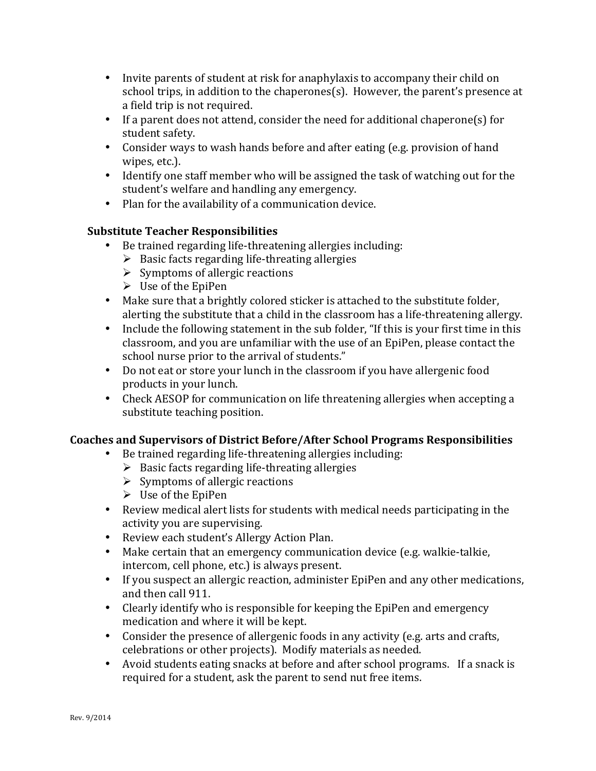- Invite parents of student at risk for anaphylaxis to accompany their child on school trips, in addition to the chaperones(s). However, the parent's presence at a field trip is not required.
- If a parent does not attend, consider the need for additional chaperone(s) for student safety.
- Consider ways to wash hands before and after eating (e.g. provision of hand wipes, etc.).
- Identify one staff member who will be assigned the task of watching out for the student's welfare and handling any emergency.
- Plan for the availability of a communication device.

**Substitute Teacher Responsibilities**

- Be trained regarding life-threatening allergies including:
  - Basic facts regarding life-threating allergies
  - Symptoms of allergic reactions
  - Use of the EpiPen
- Make sure that a brightly colored sticker is attached to the substitute folder, alerting the substitute that a child in the classroom has a life-threatening allergy.
- Include the following statement in the sub folder, "If this is your first time in this classroom, and you are unfamiliar with the use of an EpiPen, please contact the school nurse prior to the arrival of students."
- Do not eat or store your lunch in the classroom if you have allergenic food products in your lunch.
- Check AESOP for communication on life threatening allergies when accepting a substitute teaching position.

**Coaches and Supervisors of District Before/After School Programs Responsibilities**

- Be trained regarding life-threatening allergies including:
  - Basic facts regarding life-threating allergies
  - Symptoms of allergic reactions
  - Use of the EpiPen
- Review medical alert lists for students with medical needs participating in the activity you are supervising.
- Review each student's Allergy Action Plan.
- Make certain that an emergency communication device (e.g. walkie-talkie, intercom, cell phone, etc.) is always present.
- If you suspect an allergic reaction, administer EpiPen and any other medications, and then call 911.
- Clearly identify who is responsible for keeping the EpiPen and emergency medication and where it will be kept.
- Consider the presence of allergenic foods in any activity (e.g. arts and crafts, celebrations or other projects). Modify materials as needed.
- Avoid students eating snacks at before and after school programs. If a snack is required for a student, ask the parent to send nut free items.

Rev. 9/2014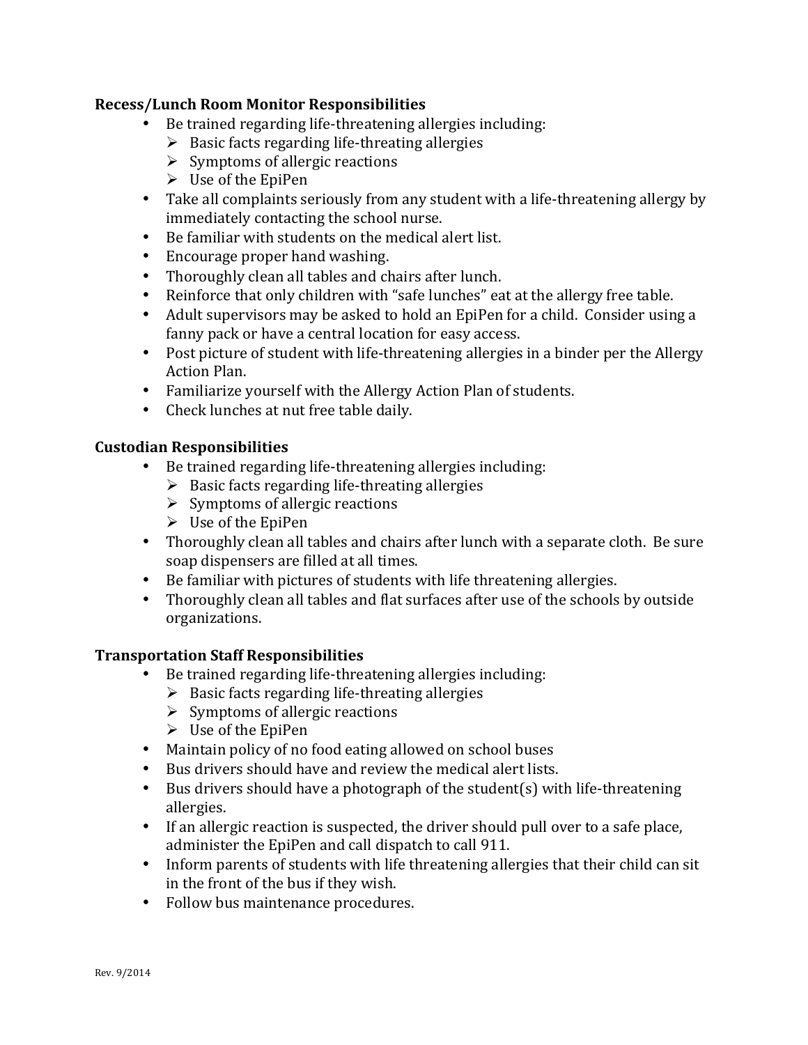**Recess/Lunch Room Monitor Responsibilities**

- Be trained regarding life-threatening allergies including:
  - Basic facts regarding life-threating allergies
  - Symptoms of allergic reactions
  - Use of the EpiPen
- Take all complaints seriously from any student with a life-threatening allergy by immediately contacting the school nurse.
- Be familiar with students on the medical alert list.
- Encourage proper hand washing.
- Thoroughly clean all tables and chairs after lunch.
- Reinforce that only children with "safe lunches" eat at the allergy free table.
- Adult supervisors may be asked to hold an EpiPen for a child. Consider using a fanny pack or have a central location for easy access.
- Post picture of student with life-threatening allergies in a binder per the Allergy Action Plan.
- Familiarize yourself with the Allergy Action Plan of students.
- Check lunches at nut free table daily.

**Custodian Responsibilities**

- Be trained regarding life-threatening allergies including:
  - Basic facts regarding life-threating allergies
  - Symptoms of allergic reactions
  - Use of the EpiPen
- Thoroughly clean all tables and chairs after lunch with a separate cloth. Be sure soap dispensers are filled at all times.
- Be familiar with pictures of students with life threatening allergies.
- Thoroughly clean all tables and flat surfaces after use of the schools by outside organizations.

**Transportation Staff Responsibilities**

- Be trained regarding life-threatening allergies including:
  - Basic facts regarding life-threating allergies
  - Symptoms of allergic reactions
  - Use of the EpiPen
- Maintain policy of no food eating allowed on school buses
- Bus drivers should have and review the medical alert lists.
- Bus drivers should have a photograph of the student(s) with life-threatening allergies.
- If an allergic reaction is suspected, the driver should pull over to a safe place, administer the EpiPen and call dispatch to call 911.
- Inform parents of students with life threatening allergies that their child can sit in the front of the bus if they wish.
- Follow bus maintenance procedures.

Rev. 9/2014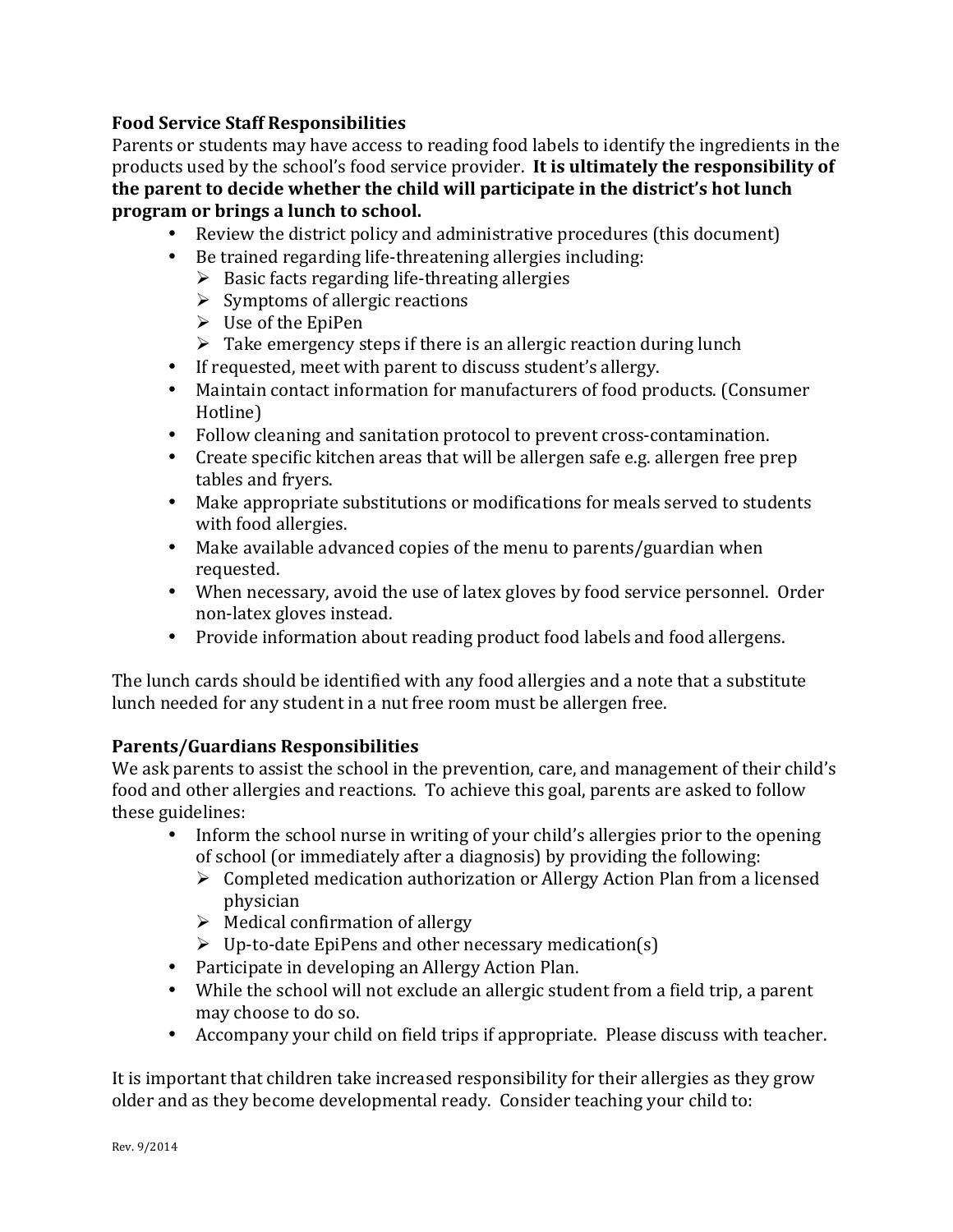**Food Service Staff Responsibilities**

Parents or students may have access to reading food labels to identify the ingredients in the products used by the school's food service provider. **It is ultimately the responsibility of the parent to decide whether the child will participate in the district's hot lunch program or brings a lunch to school.**

- Review the district policy and administrative procedures (this document)
- Be trained regarding life-threatening allergies including:
  - Basic facts regarding life-threating allergies
  - Symptoms of allergic reactions
  - Use of the EpiPen
  - Take emergency steps if there is an allergic reaction during lunch
- If requested, meet with parent to discuss student's allergy.
- Maintain contact information for manufacturers of food products. (Consumer Hotline)
- Follow cleaning and sanitation protocol to prevent cross-contamination.
- Create specific kitchen areas that will be allergen safe e.g. allergen free prep tables and fryers.
- Make appropriate substitutions or modifications for meals served to students with food allergies.
- Make available advanced copies of the menu to parents/guardian when requested.
- When necessary, avoid the use of latex gloves by food service personnel. Order non-latex gloves instead.
- Provide information about reading product food labels and food allergens.

The lunch cards should be identified with any food allergies and a note that a substitute lunch needed for any student in a nut free room must be allergen free.

**Parents/Guardians Responsibilities**

We ask parents to assist the school in the prevention, care, and management of their child's food and other allergies and reactions. To achieve this goal, parents are asked to follow these guidelines:

- Inform the school nurse in writing of your child's allergies prior to the opening of school (or immediately after a diagnosis) by providing the following:
  - Completed medication authorization or Allergy Action Plan from a licensed physician
  - Medical confirmation of allergy
  - Up-to-date EpiPens and other necessary medication(s)
- Participate in developing an Allergy Action Plan.
- While the school will not exclude an allergic student from a field trip, a parent may choose to do so.
- Accompany your child on field trips if appropriate. Please discuss with teacher.

It is important that children take increased responsibility for their allergies as they grow older and as they become developmental ready. Consider teaching your child to: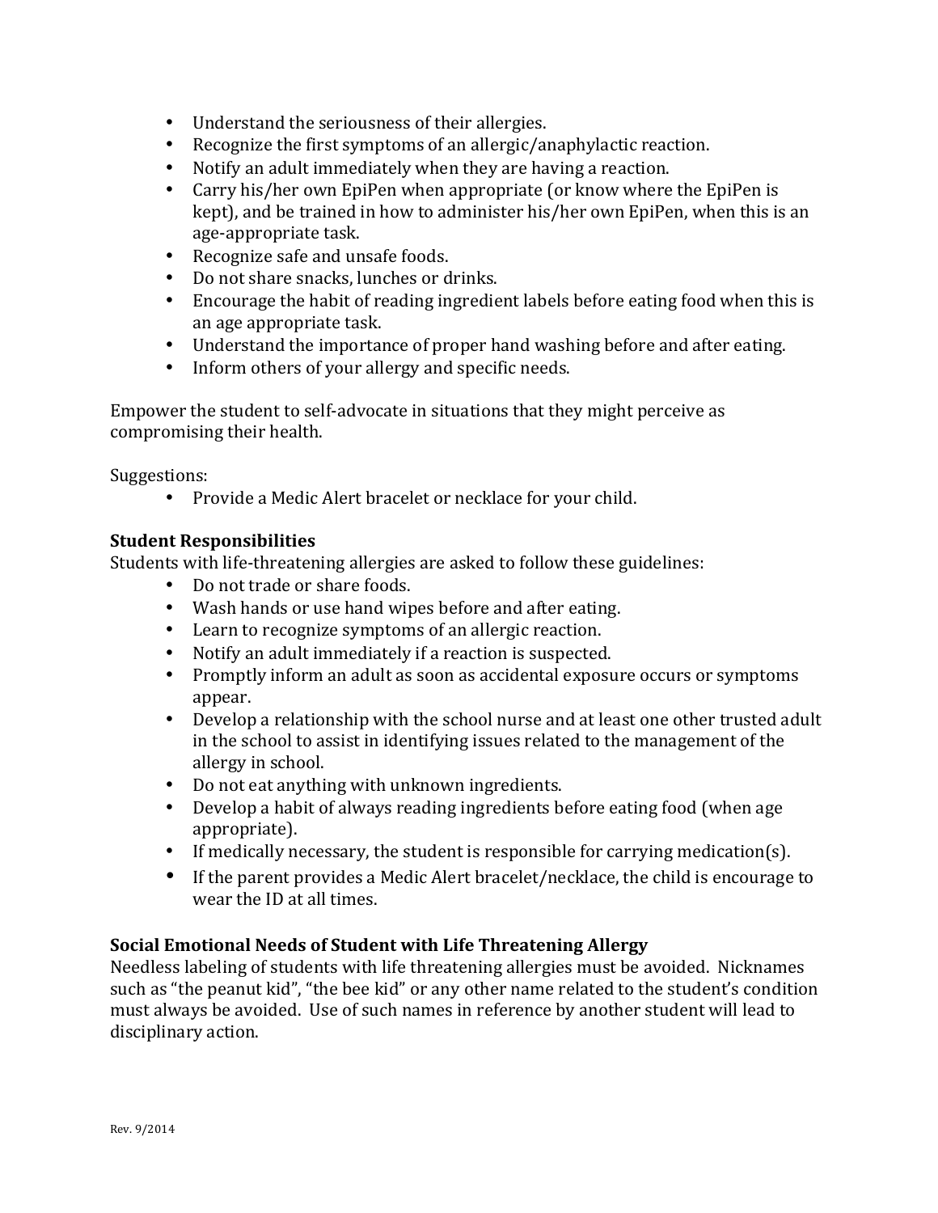- Understand the seriousness of their allergies.
- Recognize the first symptoms of an allergic/anaphylactic reaction.
- Notify an adult immediately when they are having a reaction.
- Carry his/her own EpiPen when appropriate (or know where the EpiPen is kept), and be trained in how to administer his/her own EpiPen, when this is an age-appropriate task.
- Recognize safe and unsafe foods.
- Do not share snacks, lunches or drinks.
- Encourage the habit of reading ingredient labels before eating food when this is an age appropriate task.
- Understand the importance of proper hand washing before and after eating.
- Inform others of your allergy and specific needs.

Empower the student to self-advocate in situations that they might perceive as compromising their health.

Suggestions:

- Provide a Medic Alert bracelet or necklace for your child.

**Student Responsibilities**

Students with life-threatening allergies are asked to follow these guidelines:

- Do not trade or share foods.
- Wash hands or use hand wipes before and after eating.
- Learn to recognize symptoms of an allergic reaction.
- Notify an adult immediately if a reaction is suspected.
- Promptly inform an adult as soon as accidental exposure occurs or symptoms appear.
- Develop a relationship with the school nurse and at least one other trusted adult in the school to assist in identifying issues related to the management of the allergy in school.
- Do not eat anything with unknown ingredients.
- Develop a habit of always reading ingredients before eating food (when age appropriate).
- If medically necessary, the student is responsible for carrying medication(s).
- If the parent provides a Medic Alert bracelet/necklace, the child is encourage to wear the ID at all times.

**Social Emotional Needs of Student with Life Threatening Allergy**

Needless labeling of students with life threatening allergies must be avoided. Nicknames such as "the peanut kid", "the bee kid" or any other name related to the student's condition must always be avoided. Use of such names in reference by another student will lead to disciplinary action.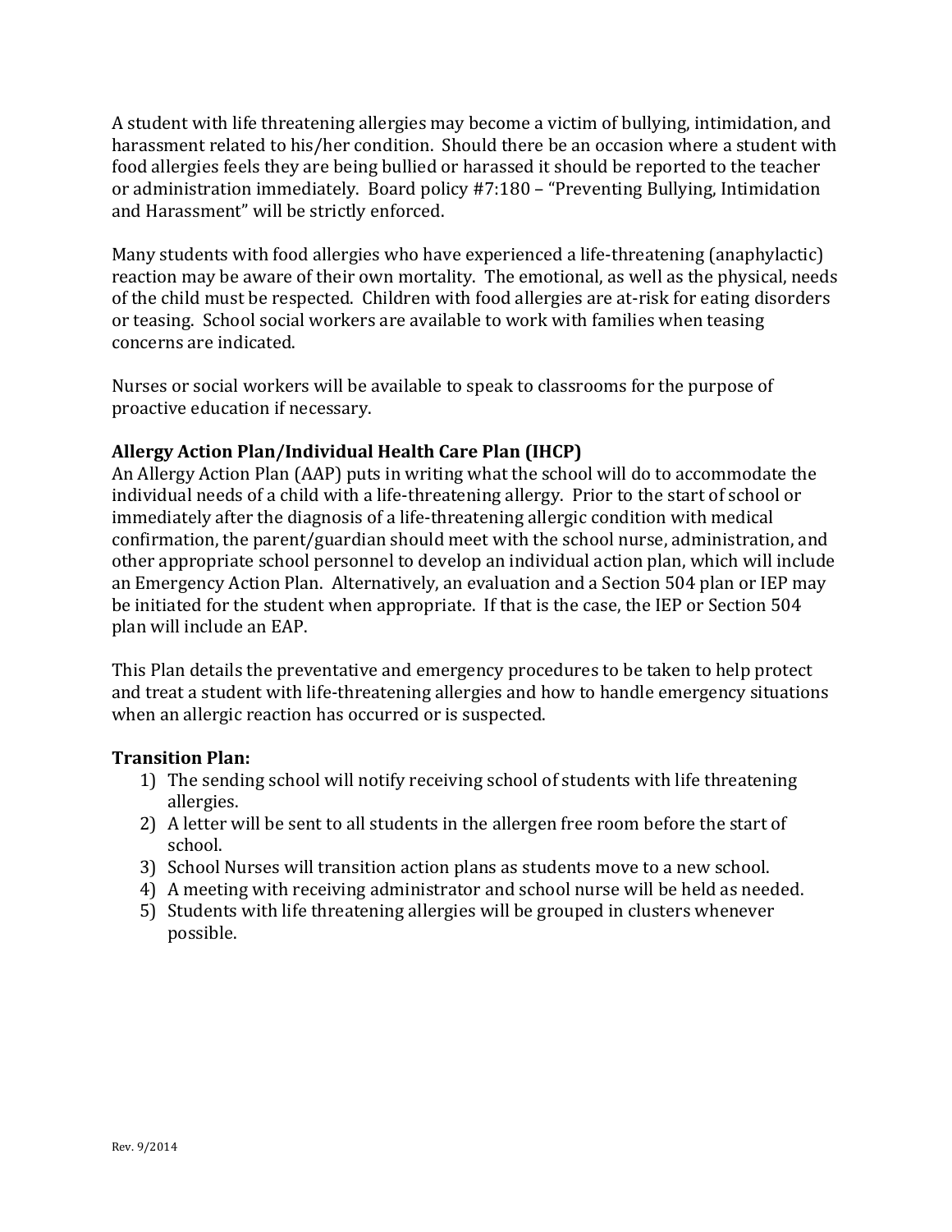A student with life threatening allergies may become a victim of bullying, intimidation, and harassment related to his/her condition. Should there be an occasion where a student with food allergies feels they are being bullied or harassed it should be reported to the teacher or administration immediately. Board policy #7:180 – "Preventing Bullying, Intimidation and Harassment" will be strictly enforced.

Many students with food allergies who have experienced a life-threatening (anaphylactic) reaction may be aware of their own mortality. The emotional, as well as the physical, needs of the child must be respected. Children with food allergies are at-risk for eating disorders or teasing. School social workers are available to work with families when teasing concerns are indicated.

Nurses or social workers will be available to speak to classrooms for the purpose of proactive education if necessary.

**Allergy Action Plan/Individual Health Care Plan (IHCP)**

An Allergy Action Plan (AAP) puts in writing what the school will do to accommodate the individual needs of a child with a life-threatening allergy. Prior to the start of school or immediately after the diagnosis of a life-threatening allergic condition with medical confirmation, the parent/guardian should meet with the school nurse, administration, and other appropriate school personnel to develop an individual action plan, which will include an Emergency Action Plan. Alternatively, an evaluation and a Section 504 plan or IEP may be initiated for the student when appropriate. If that is the case, the IEP or Section 504 plan will include an EAP.

This Plan details the preventative and emergency procedures to be taken to help protect and treat a student with life-threatening allergies and how to handle emergency situations when an allergic reaction has occurred or is suspected.

**Transition Plan:**

1) The sending school will notify receiving school of students with life threatening allergies.
2) A letter will be sent to all students in the allergen free room before the start of school.
3) School Nurses will transition action plans as students move to a new school.
4) A meeting with receiving administrator and school nurse will be held as needed.
5) Students with life threatening allergies will be grouped in clusters whenever possible.

Rev. 9/2014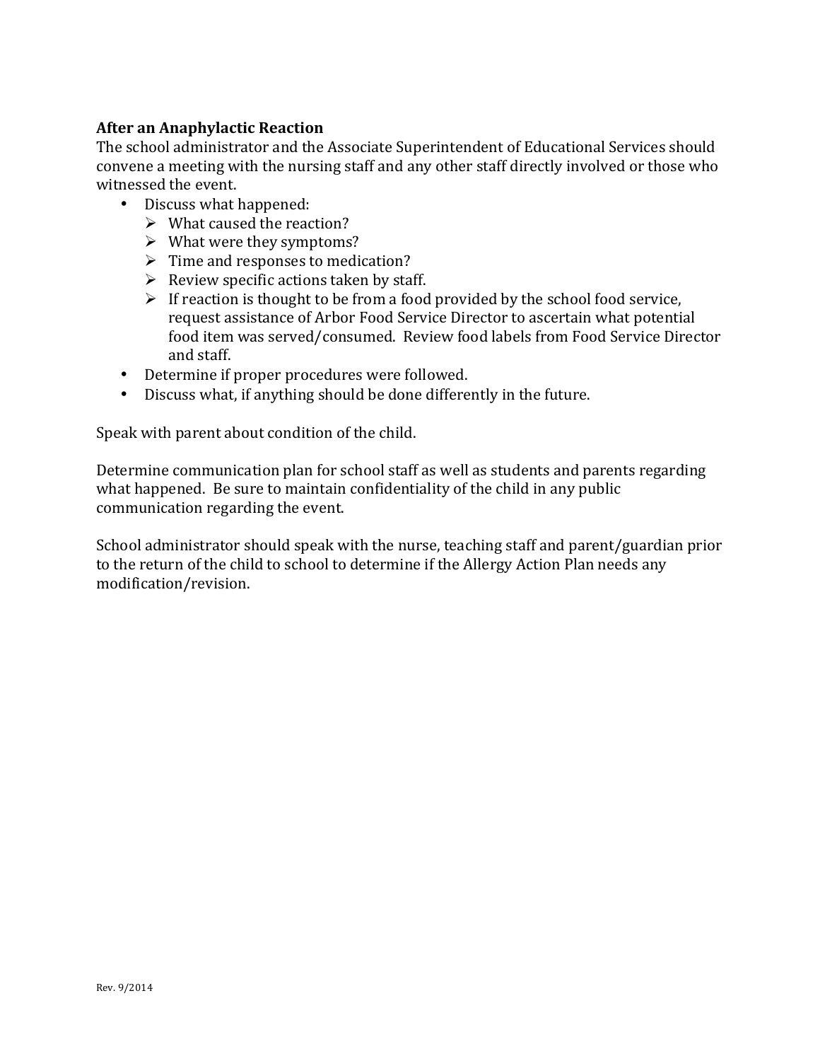**After an Anaphylactic Reaction**

The school administrator and the Associate Superintendent of Educational Services should convene a meeting with the nursing staff and any other staff directly involved or those who witnessed the event.

- Discuss what happened:
  - What caused the reaction?
  - What were they symptoms?
  - Time and responses to medication?
  - Review specific actions taken by staff.
  - If reaction is thought to be from a food provided by the school food service, request assistance of Arbor Food Service Director to ascertain what potential food item was served/consumed. Review food labels from Food Service Director and staff.
- Determine if proper procedures were followed.
- Discuss what, if anything should be done differently in the future.

Speak with parent about condition of the child.

Determine communication plan for school staff as well as students and parents regarding what happened. Be sure to maintain confidentiality of the child in any public communication regarding the event.

School administrator should speak with the nurse, teaching staff and parent/guardian prior to the return of the child to school to determine if the Allergy Action Plan needs any modification/revision.

Rev. 9/2014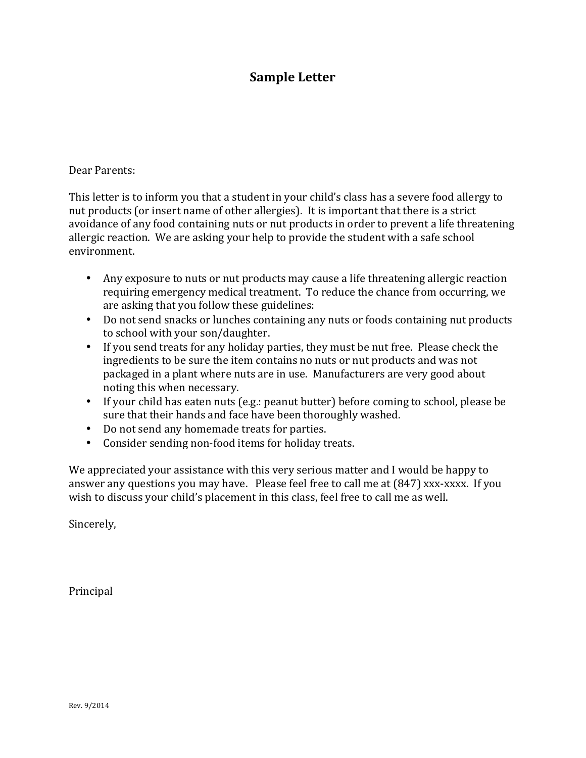# Sample Letter

Dear Parents:

This letter is to inform you that a student in your child's class has a severe food allergy to nut products (or insert name of other allergies). It is important that there is a strict avoidance of any food containing nuts or nut products in order to prevent a life threatening allergic reaction. We are asking your help to provide the student with a safe school environment.

- Any exposure to nuts or nut products may cause a life threatening allergic reaction requiring emergency medical treatment. To reduce the chance from occurring, we are asking that you follow these guidelines:
- Do not send snacks or lunches containing any nuts or foods containing nut products to school with your son/daughter.
- If you send treats for any holiday parties, they must be nut free. Please check the ingredients to be sure the item contains no nuts or nut products and was not packaged in a plant where nuts are in use. Manufacturers are very good about noting this when necessary.
- If your child has eaten nuts (e.g.: peanut butter) before coming to school, please be sure that their hands and face have been thoroughly washed.
- Do not send any homemade treats for parties.
- Consider sending non-food items for holiday treats.

We appreciated your assistance with this very serious matter and I would be happy to answer any questions you may have. Please feel free to call me at (847) xxx-xxxx. If you wish to discuss your child's placement in this class, feel free to call me as well.

Sincerely,

Principal

Rev. 9/2014